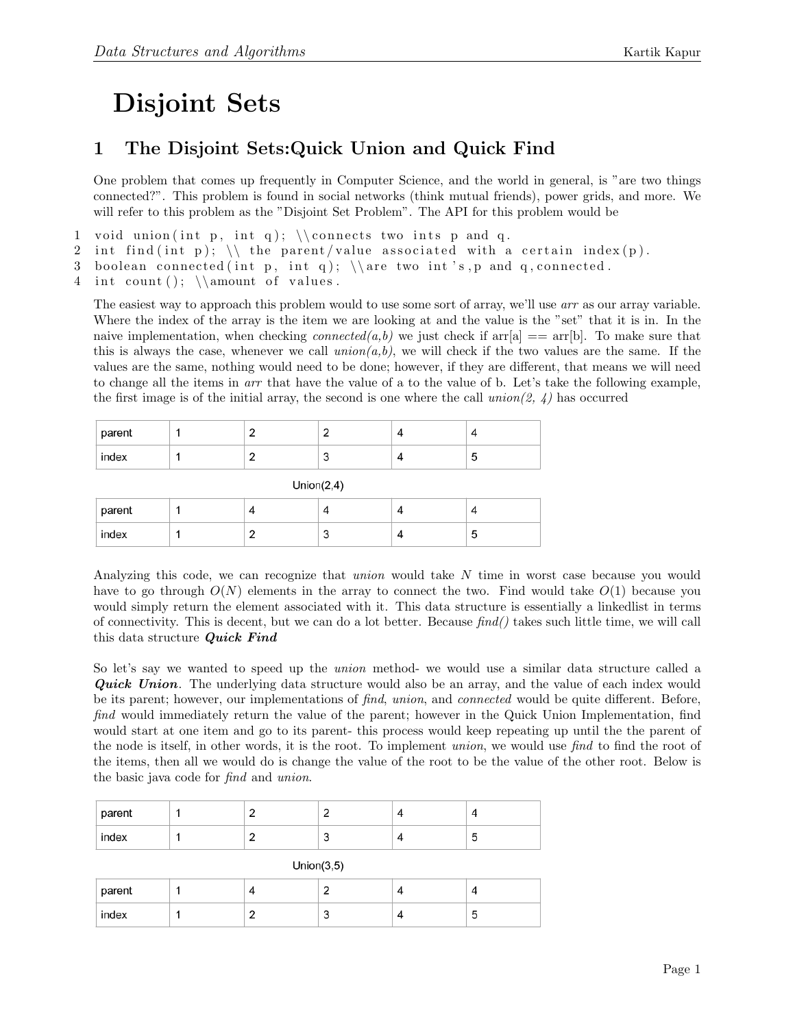# Disjoint Sets

## 1 The Disjoint Sets:Quick Union and Quick Find

One problem that comes up frequently in Computer Science, and the world in general, is "are two things connected?". This problem is found in social networks (think mutual friends), power grids, and more. We will refer to this problem as the "Disjoint Set Problem". The API for this problem would be

```
1 void union(int p, int q); \\connects two ints p and q.
2 int find(int p); \\ the parent/value associated with a certain index(p).
3 boolean connected(int p, int q); \\are two int's,p and q,connected.
4 int count(); \\amount of values.
```

The easiest way to approach this problem would to use some sort of array, we'll use *arr* as our array variable. Where the index of the array is the item we are looking at and the value is the "set" that it is in. In the naive implementation, when checking *connected(a,b)* we just check if arr[a] == arr[b]. To make sure that this is always the case, whenever we call *union(a,b)*, we will check if the two values are the same. If the values are the same, nothing would need to be done; however, if they are different, that means we will need to change all the items in *arr* that have the value of a to the value of b. Let's take the following example, the first image is of the initial array, the second is one where the call *union(2, 4)* has occurred

| parent | 1 | 2 | 2 | 4 | 4 |
|---|---|---|---|---|---|
| index | 1 | 2 | 3 | 4 | 5 |

Union(2,4)

| parent | 1 | 4 | 4 | 4 | 4 |
|---|---|---|---|---|---|
| index | 1 | 2 | 3 | 4 | 5 |

Analyzing this code, we can recognize that *union* would take $N$ time in worst case because you would have to go through $O(N)$ elements in the array to connect the two. Find would take $O(1)$ because you would simply return the element associated with it. This data structure is essentially a linkedlist in terms of connectivity. This is decent, but we can do a lot better. Because *find()* takes such little time, we will call this data structure ***Quick Find***

So let's say we wanted to speed up the *union* method- we would use a similar data structure called a ***Quick Union***. The underlying data structure would also be an array, and the value of each index would be its parent; however, our implementations of *find*, *union*, and *connected* would be quite different. Before, *find* would immediately return the value of the parent; however in the Quick Union Implementation, find would start at one item and go to its parent- this process would keep repeating up until the the parent of the node is itself, in other words, it is the root. To implement *union*, we would use *find* to find the root of the items, then all we would do is change the value of the root to be the value of the other root. Below is the basic java code for *find* and *union*.

| parent | 1 | 2 | 2 | 4 | 4 |
|---|---|---|---|---|---|
| index | 1 | 2 | 3 | 4 | 5 |

Union(3,5)

| parent | 1 | 4 | 2 | 4 | 4 |
|---|---|---|---|---|---|
| index | 1 | 2 | 3 | 4 | 5 |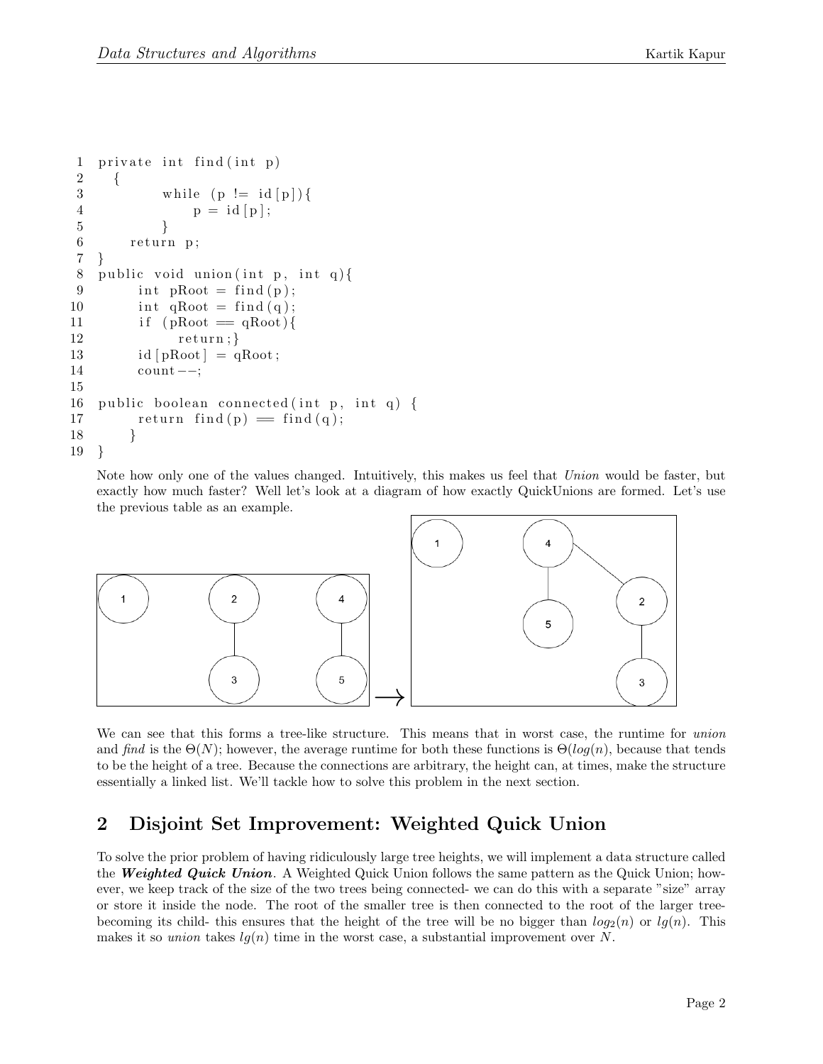```java
private int find(int p)
  {
        while (p != id[p]){
             p = id[p];
        }
     return p;
}
public void union(int p, int q){
      int pRoot = find(p);
      int qRoot = find(q);
      if (pRoot == qRoot){
           return;}
      id[pRoot] = qRoot;
      count--;

public boolean connected(int p, int q) {
      return find(p) == find(q);
     }
}
```

Note how only one of the values changed. Intuitively, this makes us feel that *Union* would be faster, but exactly how much faster? Well let's look at a diagram of how exactly QuickUnions are formed. Let's use the previous table as an example.

We can see that this forms a tree-like structure. This means that in worst case, the runtime for *union* and *find* is the $\Theta(N)$; however, the average runtime for both these functions is $\Theta(log(n)$, because that tends to be the height of a tree. Because the connections are arbitrary, the height can, at times, make the structure essentially a linked list. We'll tackle how to solve this problem in the next section.

## 2 Disjoint Set Improvement: Weighted Quick Union

To solve the prior problem of having ridiculously large tree heights, we will implement a data structure called the ***Weighted Quick Union***. A Weighted Quick Union follows the same pattern as the Quick Union; however, we keep track of the size of the two trees being connected- we can do this with a separate "size" array or store it inside the node. The root of the smaller tree is then connected to the root of the larger tree- becoming its child- this ensures that the height of the tree will be no bigger than $log_2(n)$ or $lg(n)$. This makes it so *union* takes $lg(n)$ time in the worst case, a substantial improvement over $N$.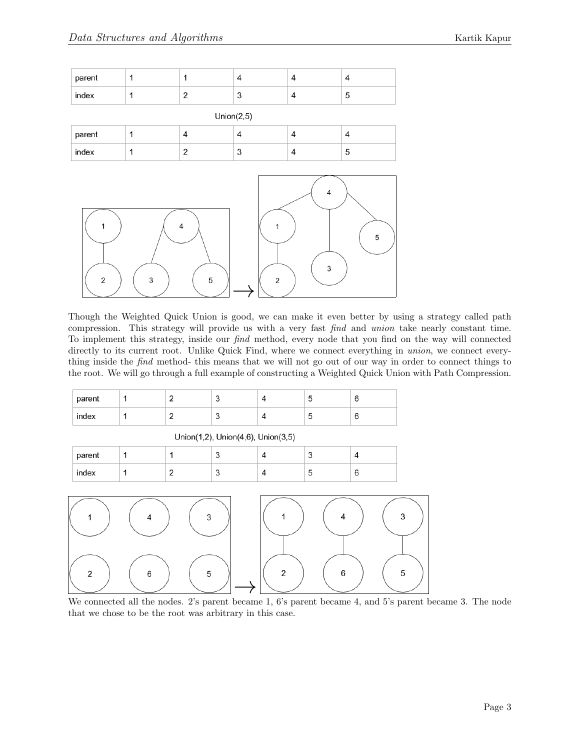| parent | 1 | 1 | 4 | 4 | 4 |
| --- | --- | --- | --- | --- | --- |
| index | 1 | 2 | 3 | 4 | 5 |

Union(2,5)

| parent | 1 | 4 | 4 | 4 | 4 |
| --- | --- | --- | --- | --- | --- |
| index | 1 | 2 | 3 | 4 | 5 |

Though the Weighted Quick Union is good, we can make it even better by using a strategy called path compression. This strategy will provide us with a very fast *find* and *union* take nearly constant time. To implement this strategy, inside our *find* method, every node that you find on the way will connected directly to its current root. Unlike Quick Find, where we connect everything in *union*, we connect everything inside the *find* method- this means that we will not go out of our way in order to connect things to the root. We will go through a full example of constructing a Weighted Quick Union with Path Compression.

| parent | 1 | 2 | 3 | 4 | 5 | 6 |
| --- | --- | --- | --- | --- | --- | --- |
| index | 1 | 2 | 3 | 4 | 5 | 6 |

Union(1,2), Union(4,6), Union(3,5)

| parent | 1 | 1 | 3 | 4 | 3 | 4 |
| --- | --- | --- | --- | --- | --- | --- |
| index | 1 | 2 | 3 | 4 | 5 | 6 |

We connected all the nodes. 2's parent became 1, 6's parent became 4, and 5's parent became 3. The node that we chose to be the root was arbitrary in this case.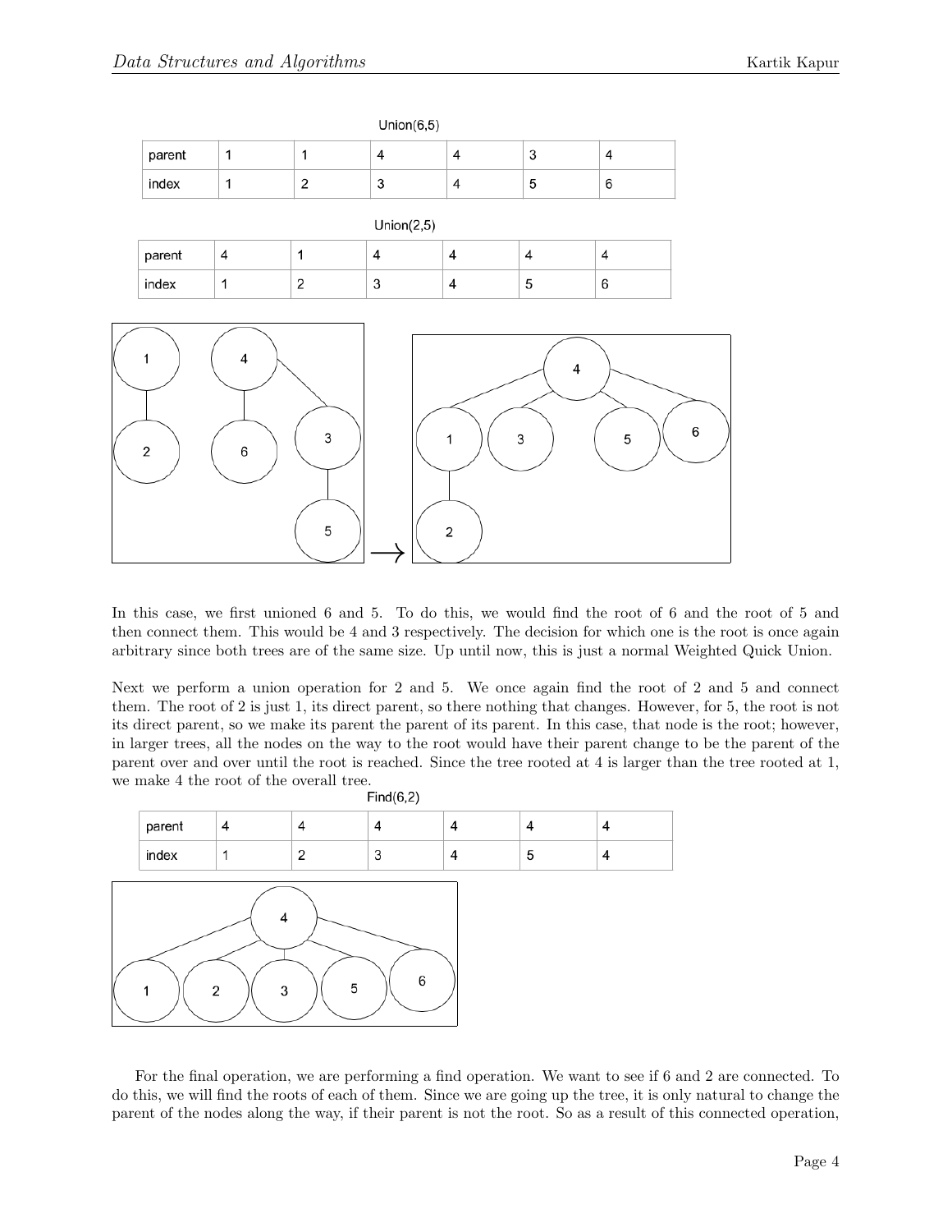Union(6,5)

| parent | 1 | 1 | 4 | 4 | 3 | 4 |
|---|---|---|---|---|---|---|
| index | 1 | 2 | 3 | 4 | 5 | 6 |

Union(2,5)

| parent | 4 | 1 | 4 | 4 | 4 | 4 |
|---|---|---|---|---|---|---|
| index | 1 | 2 | 3 | 4 | 5 | 6 |

In this case, we first unioned 6 and 5. To do this, we would find the root of 6 and the root of 5 and then connect them. This would be 4 and 3 respectively. The decision for which one is the root is once again arbitrary since both trees are of the same size. Up until now, this is just a normal Weighted Quick Union.

Next we perform a union operation for 2 and 5. We once again find the root of 2 and 5 and connect them. The root of 2 is just 1, its direct parent, so there nothing that changes. However, for 5, the root is not its direct parent, so we make its parent the parent of its parent. In this case, that node is the root; however, in larger trees, all the nodes on the way to the root would have their parent change to be the parent of the parent over and over until the root is reached. Since the tree rooted at 4 is larger than the tree rooted at 1, we make 4 the root of the overall tree.

Find(6,2)

| parent | 4 | 4 | 4 | 4 | 4 | 4 |
|---|---|---|---|---|---|---|
| index | 1 | 2 | 3 | 4 | 5 | 4 |

For the final operation, we are performing a find operation. We want to see if 6 and 2 are connected. To do this, we will find the roots of each of them. Since we are going up the tree, it is only natural to change the parent of the nodes along the way, if their parent is not the root. So as a result of this connected operation,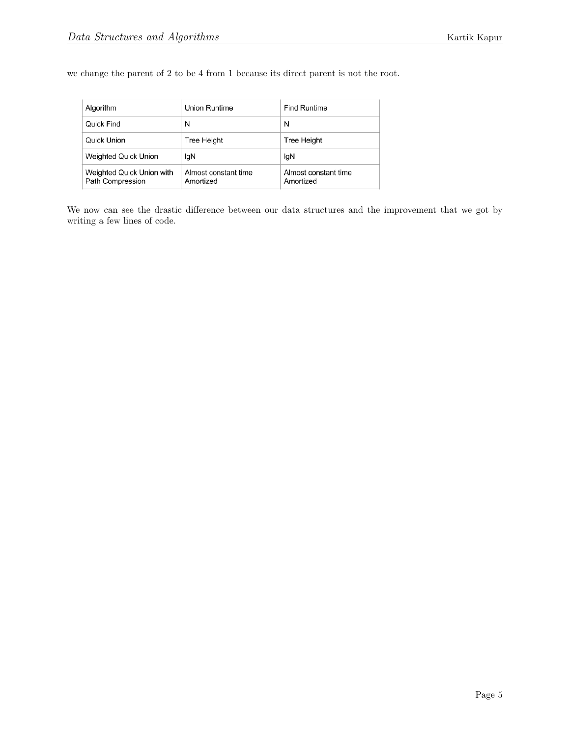we change the parent of 2 to be 4 from 1 because its direct parent is not the root.

| Algorithm | Union Runtime | Find Runtime |
| --- | --- | --- |
| Quick Find | N | N |
| Quick Union | Tree Height | Tree Height |
| Weighted Quick Union | lgN | lgN |
| Weighted Quick Union with Path Compression | Almost constant time Amortized | Almost constant time Amortized |

We now can see the drastic difference between our data structures and the improvement that we got by writing a few lines of code.